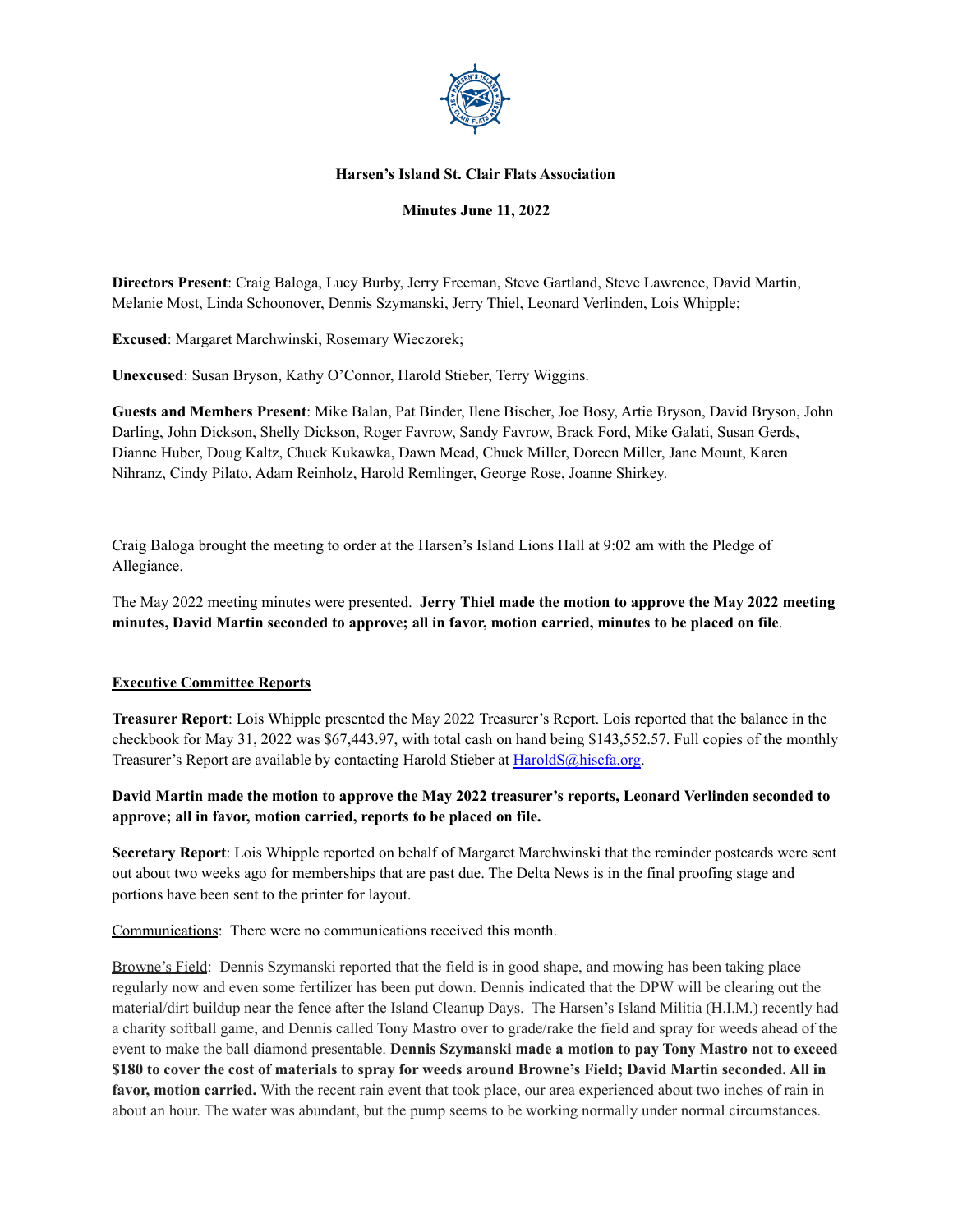# Harsen's Island St. Clair Flats Association

**Minutes June 11, 2022**

**Directors Present**: Craig Baloga, Lucy Burby, Jerry Freeman, Steve Gartland, Steve Lawrence, David Martin, Melanie Most, Linda Schoonover, Dennis Szymanski, Jerry Thiel, Leonard Verlinden, Lois Whipple;

**Excused**: Margaret Marchwinski, Rosemary Wieczorek;

**Unexcused**: Susan Bryson, Kathy O'Connor, Harold Stieber, Terry Wiggins.

**Guests and Members Present**: Mike Balan, Pat Binder, Ilene Bischer, Joe Bosy, Artie Bryson, David Bryson, John Darling, John Dickson, Shelly Dickson, Roger Favrow, Sandy Favrow, Brack Ford, Mike Galati, Susan Gerds, Dianne Huber, Doug Kaltz, Chuck Kukawka, Dawn Mead, Chuck Miller, Doreen Miller, Jane Mount, Karen Nihranz, Cindy Pilato, Adam Reinholz, Harold Remlinger, George Rose, Joanne Shirkey.

Craig Baloga brought the meeting to order at the Harsen's Island Lions Hall at 9:02 am with the Pledge of Allegiance.

The May 2022 meeting minutes were presented. **Jerry Thiel made the motion to approve the May 2022 meeting minutes, David Martin seconded to approve; all in favor, motion carried, minutes to be placed on file**.

## Executive Committee Reports

**Treasurer Report**: Lois Whipple presented the May 2022 Treasurer's Report. Lois reported that the balance in the checkbook for May 31, 2022 was $67,443.97, with total cash on hand being $143,552.57. Full copies of the monthly Treasurer's Report are available by contacting Harold Stieber at HaroldS@hiscfa.org.

**David Martin made the motion to approve the May 2022 treasurer's reports, Leonard Verlinden seconded to approve; all in favor, motion carried, reports to be placed on file.**

**Secretary Report**: Lois Whipple reported on behalf of Margaret Marchwinski that the reminder postcards were sent out about two weeks ago for memberships that are past due. The Delta News is in the final proofing stage and portions have been sent to the printer for layout.

Communications: There were no communications received this month.

Browne's Field: Dennis Szymanski reported that the field is in good shape, and mowing has been taking place regularly now and even some fertilizer has been put down. Dennis indicated that the DPW will be clearing out the material/dirt buildup near the fence after the Island Cleanup Days. The Harsen's Island Militia (H.I.M.) recently had a charity softball game, and Dennis called Tony Mastro over to grade/rake the field and spray for weeds ahead of the event to make the ball diamond presentable. **Dennis Szymanski made a motion to pay Tony Mastro not to exceed $180 to cover the cost of materials to spray for weeds around Browne's Field; David Martin seconded. All in favor, motion carried.** With the recent rain event that took place, our area experienced about two inches of rain in about an hour. The water was abundant, but the pump seems to be working normally under normal circumstances.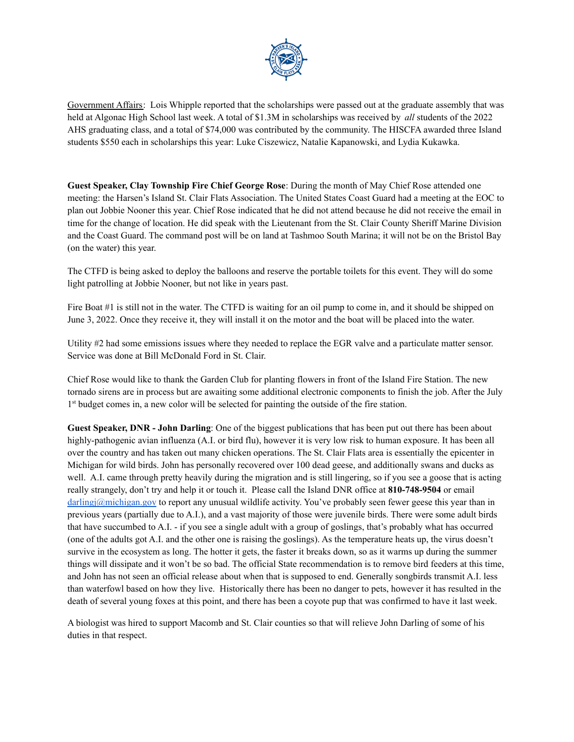Government Affairs: Lois Whipple reported that the scholarships were passed out at the graduate assembly that was held at Algonac High School last week. A total of $1.3M in scholarships was received by *all* students of the 2022 AHS graduating class, and a total of $74,000 was contributed by the community. The HISCFA awarded three Island students $550 each in scholarships this year: Luke Ciszewicz, Natalie Kapanowski, and Lydia Kukawka.

**Guest Speaker, Clay Township Fire Chief George Rose**: During the month of May Chief Rose attended one meeting: the Harsen's Island St. Clair Flats Association. The United States Coast Guard had a meeting at the EOC to plan out Jobbie Nooner this year. Chief Rose indicated that he did not attend because he did not receive the email in time for the change of location. He did speak with the Lieutenant from the St. Clair County Sheriff Marine Division and the Coast Guard. The command post will be on land at Tashmoo South Marina; it will not be on the Bristol Bay (on the water) this year.

The CTFD is being asked to deploy the balloons and reserve the portable toilets for this event. They will do some light patrolling at Jobbie Nooner, but not like in years past.

Fire Boat #1 is still not in the water. The CTFD is waiting for an oil pump to come in, and it should be shipped on June 3, 2022. Once they receive it, they will install it on the motor and the boat will be placed into the water.

Utility #2 had some emissions issues where they needed to replace the EGR valve and a particulate matter sensor. Service was done at Bill McDonald Ford in St. Clair.

Chief Rose would like to thank the Garden Club for planting flowers in front of the Island Fire Station. The new tornado sirens are in process but are awaiting some additional electronic components to finish the job. After the July 1st budget comes in, a new color will be selected for painting the outside of the fire station.

**Guest Speaker, DNR - John Darling**: One of the biggest publications that has been put out there has been about highly-pathogenic avian influenza (A.I. or bird flu), however it is very low risk to human exposure. It has been all over the country and has taken out many chicken operations. The St. Clair Flats area is essentially the epicenter in Michigan for wild birds. John has personally recovered over 100 dead geese, and additionally swans and ducks as well. A.I. came through pretty heavily during the migration and is still lingering, so if you see a goose that is acting really strangely, don't try and help it or touch it. Please call the Island DNR office at **810-748-9504** or email darlingj@michigan.gov to report any unusual wildlife activity. You've probably seen fewer geese this year than in previous years (partially due to A.I.), and a vast majority of those were juvenile birds. There were some adult birds that have succumbed to A.I. - if you see a single adult with a group of goslings, that's probably what has occurred (one of the adults got A.I. and the other one is raising the goslings). As the temperature heats up, the virus doesn't survive in the ecosystem as long. The hotter it gets, the faster it breaks down, so as it warms up during the summer things will dissipate and it won't be so bad. The official State recommendation is to remove bird feeders at this time, and John has not seen an official release about when that is supposed to end. Generally songbirds transmit A.I. less than waterfowl based on how they live. Historically there has been no danger to pets, however it has resulted in the death of several young foxes at this point, and there has been a coyote pup that was confirmed to have it last week.

A biologist was hired to support Macomb and St. Clair counties so that will relieve John Darling of some of his duties in that respect.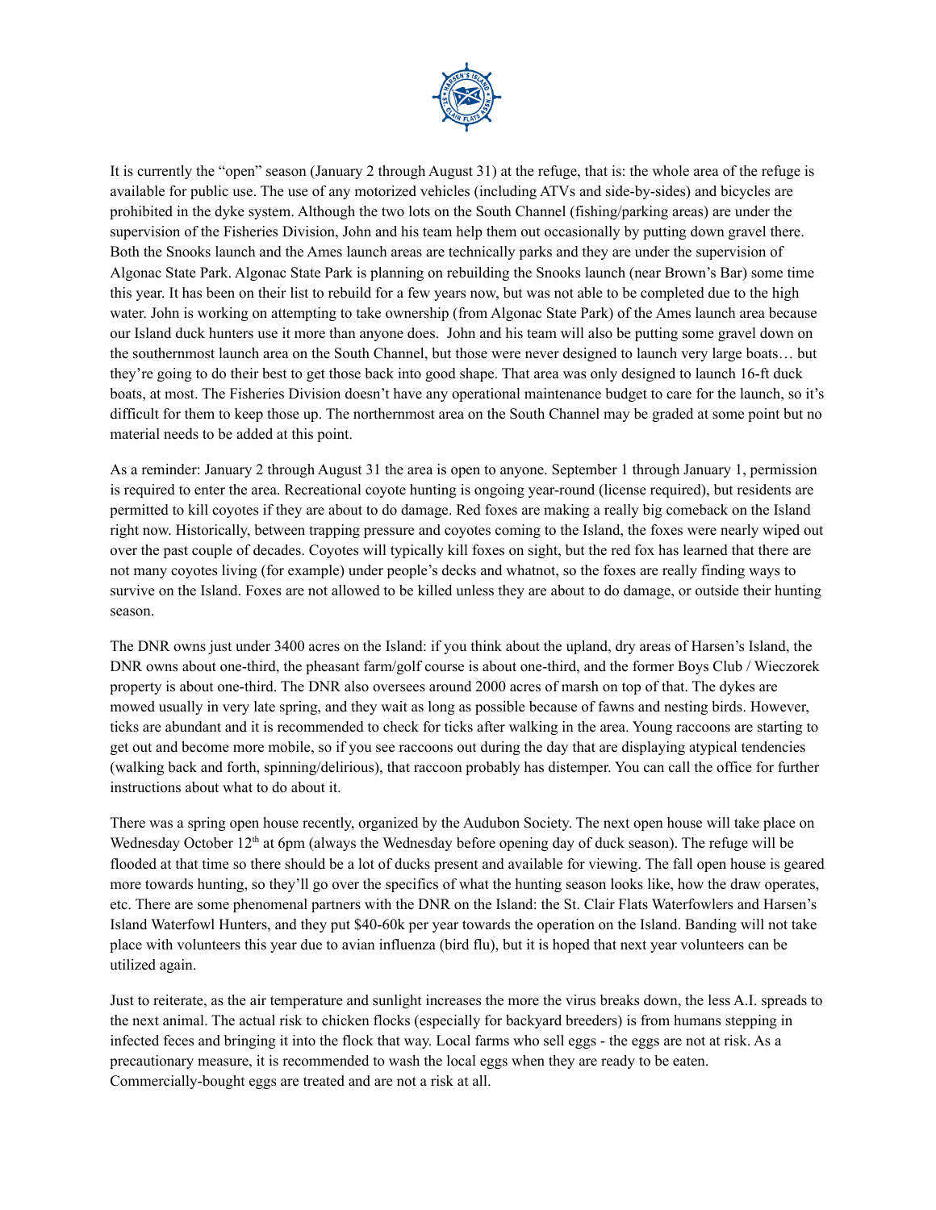It is currently the "open" season (January 2 through August 31) at the refuge, that is: the whole area of the refuge is available for public use. The use of any motorized vehicles (including ATVs and side-by-sides) and bicycles are prohibited in the dyke system. Although the two lots on the South Channel (fishing/parking areas) are under the supervision of the Fisheries Division, John and his team help them out occasionally by putting down gravel there. Both the Snooks launch and the Ames launch areas are technically parks and they are under the supervision of Algonac State Park. Algonac State Park is planning on rebuilding the Snooks launch (near Brown's Bar) some time this year. It has been on their list to rebuild for a few years now, but was not able to be completed due to the high water. John is working on attempting to take ownership (from Algonac State Park) of the Ames launch area because our Island duck hunters use it more than anyone does. John and his team will also be putting some gravel down on the southernmost launch area on the South Channel, but those were never designed to launch very large boats… but they're going to do their best to get those back into good shape. That area was only designed to launch 16-ft duck boats, at most. The Fisheries Division doesn't have any operational maintenance budget to care for the launch, so it's difficult for them to keep those up. The northernmost area on the South Channel may be graded at some point but no material needs to be added at this point.

As a reminder: January 2 through August 31 the area is open to anyone. September 1 through January 1, permission is required to enter the area. Recreational coyote hunting is ongoing year-round (license required), but residents are permitted to kill coyotes if they are about to do damage. Red foxes are making a really big comeback on the Island right now. Historically, between trapping pressure and coyotes coming to the Island, the foxes were nearly wiped out over the past couple of decades. Coyotes will typically kill foxes on sight, but the red fox has learned that there are not many coyotes living (for example) under people's decks and whatnot, so the foxes are really finding ways to survive on the Island. Foxes are not allowed to be killed unless they are about to do damage, or outside their hunting season.

The DNR owns just under 3400 acres on the Island: if you think about the upland, dry areas of Harsen's Island, the DNR owns about one-third, the pheasant farm/golf course is about one-third, and the former Boys Club / Wieczorek property is about one-third. The DNR also oversees around 2000 acres of marsh on top of that. The dykes are mowed usually in very late spring, and they wait as long as possible because of fawns and nesting birds. However, ticks are abundant and it is recommended to check for ticks after walking in the area. Young raccoons are starting to get out and become more mobile, so if you see raccoons out during the day that are displaying atypical tendencies (walking back and forth, spinning/delirious), that raccoon probably has distemper. You can call the office for further instructions about what to do about it.

There was a spring open house recently, organized by the Audubon Society. The next open house will take place on Wednesday October 12th at 6pm (always the Wednesday before opening day of duck season). The refuge will be flooded at that time so there should be a lot of ducks present and available for viewing. The fall open house is geared more towards hunting, so they'll go over the specifics of what the hunting season looks like, how the draw operates, etc. There are some phenomenal partners with the DNR on the Island: the St. Clair Flats Waterfowlers and Harsen's Island Waterfowl Hunters, and they put $40-60k per year towards the operation on the Island. Banding will not take place with volunteers this year due to avian influenza (bird flu), but it is hoped that next year volunteers can be utilized again.

Just to reiterate, as the air temperature and sunlight increases the more the virus breaks down, the less A.I. spreads to the next animal. The actual risk to chicken flocks (especially for backyard breeders) is from humans stepping in infected feces and bringing it into the flock that way. Local farms who sell eggs - the eggs are not at risk. As a precautionary measure, it is recommended to wash the local eggs when they are ready to be eaten. Commercially-bought eggs are treated and are not a risk at all.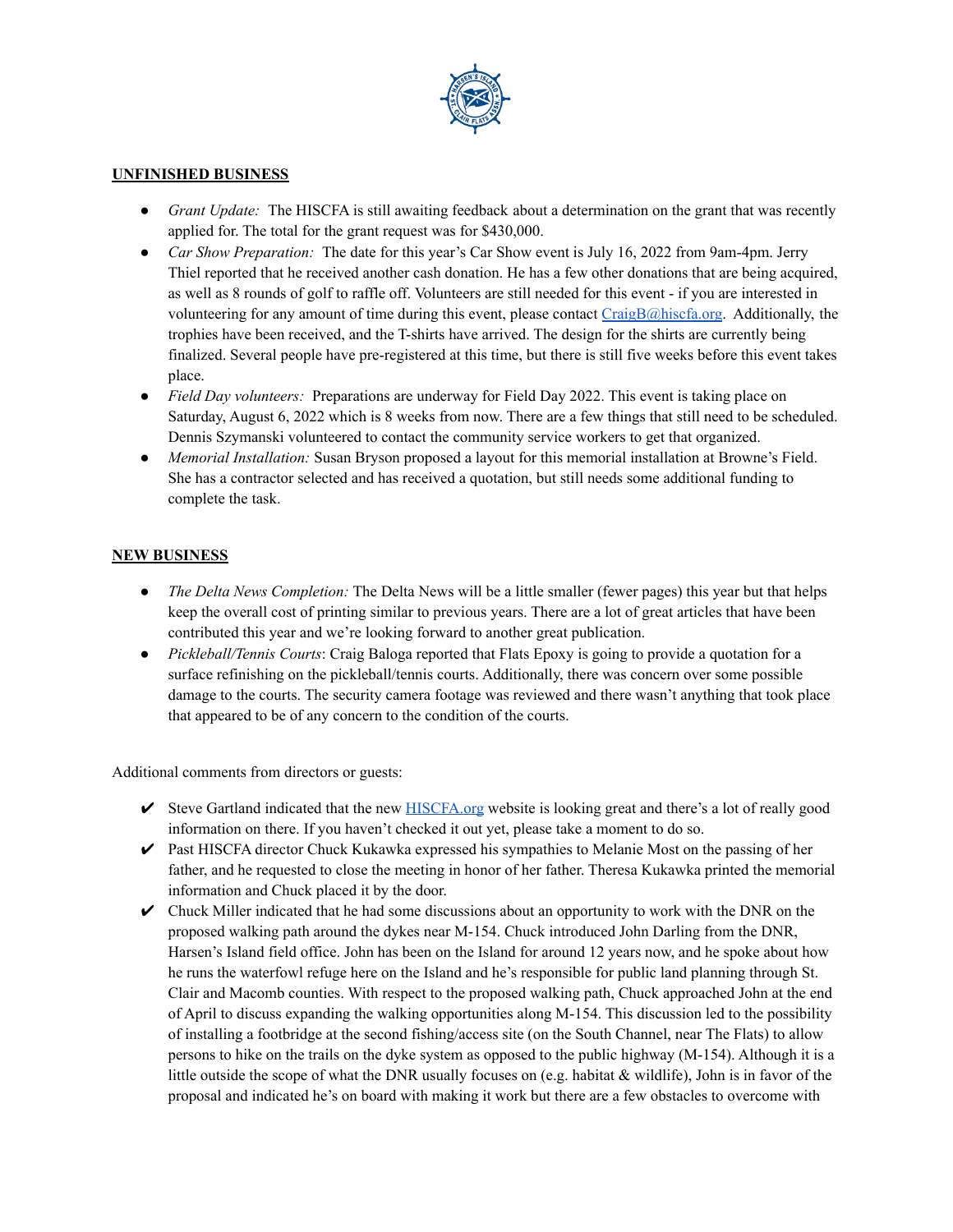**UNFINISHED BUSINESS**

- *Grant Update:* The HISCFA is still awaiting feedback about a determination on the grant that was recently applied for. The total for the grant request was for $430,000.
- *Car Show Preparation:* The date for this year's Car Show event is July 16, 2022 from 9am-4pm. Jerry Thiel reported that he received another cash donation. He has a few other donations that are being acquired, as well as 8 rounds of golf to raffle off. Volunteers are still needed for this event - if you are interested in volunteering for any amount of time during this event, please contact CraigB@hiscfa.org. Additionally, the trophies have been received, and the T-shirts have arrived. The design for the shirts are currently being finalized. Several people have pre-registered at this time, but there is still five weeks before this event takes place.
- *Field Day volunteers:* Preparations are underway for Field Day 2022. This event is taking place on Saturday, August 6, 2022 which is 8 weeks from now. There are a few things that still need to be scheduled. Dennis Szymanski volunteered to contact the community service workers to get that organized.
- *Memorial Installation:* Susan Bryson proposed a layout for this memorial installation at Browne's Field. She has a contractor selected and has received a quotation, but still needs some additional funding to complete the task.

**NEW BUSINESS**

- *The Delta News Completion:* The Delta News will be a little smaller (fewer pages) this year but that helps keep the overall cost of printing similar to previous years. There are a lot of great articles that have been contributed this year and we're looking forward to another great publication.
- *Pickleball/Tennis Courts*: Craig Baloga reported that Flats Epoxy is going to provide a quotation for a surface refinishing on the pickleball/tennis courts. Additionally, there was concern over some possible damage to the courts. The security camera footage was reviewed and there wasn't anything that took place that appeared to be of any concern to the condition of the courts.

Additional comments from directors or guests:

- ✔ Steve Gartland indicated that the new HISCFA.org website is looking great and there's a lot of really good information on there. If you haven't checked it out yet, please take a moment to do so.
- ✔ Past HISCFA director Chuck Kukawka expressed his sympathies to Melanie Most on the passing of her father, and he requested to close the meeting in honor of her father. Theresa Kukawka printed the memorial information and Chuck placed it by the door.
- ✔ Chuck Miller indicated that he had some discussions about an opportunity to work with the DNR on the proposed walking path around the dykes near M-154. Chuck introduced John Darling from the DNR, Harsen's Island field office. John has been on the Island for around 12 years now, and he spoke about how he runs the waterfowl refuge here on the Island and he's responsible for public land planning through St. Clair and Macomb counties. With respect to the proposed walking path, Chuck approached John at the end of April to discuss expanding the walking opportunities along M-154. This discussion led to the possibility of installing a footbridge at the second fishing/access site (on the South Channel, near The Flats) to allow persons to hike on the trails on the dyke system as opposed to the public highway (M-154). Although it is a little outside the scope of what the DNR usually focuses on (e.g. habitat & wildlife), John is in favor of the proposal and indicated he's on board with making it work but there are a few obstacles to overcome with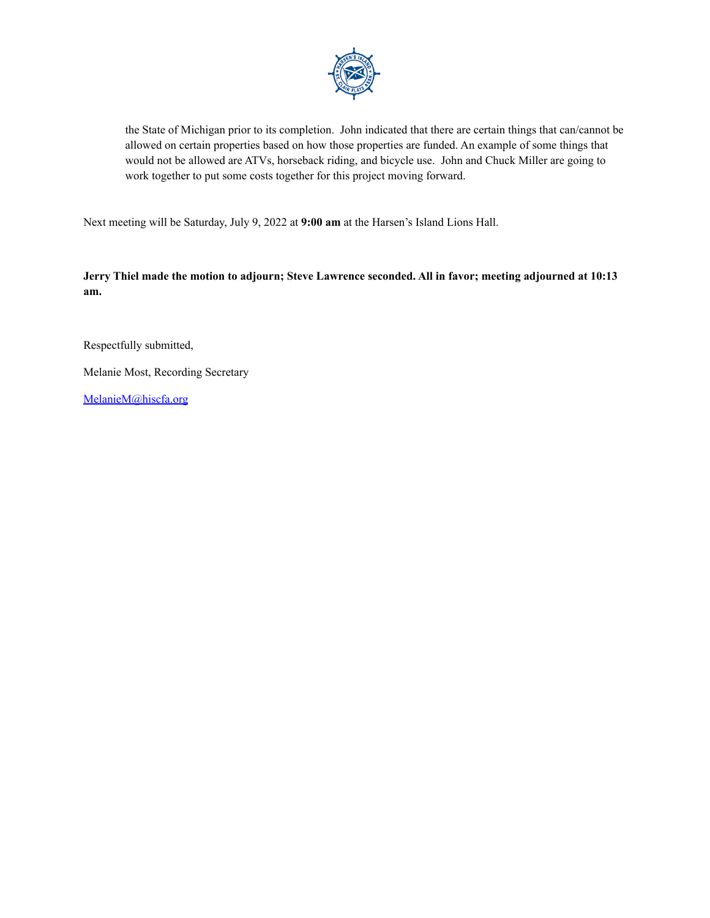the State of Michigan prior to its completion.  John indicated that there are certain things that can/cannot be allowed on certain properties based on how those properties are funded. An example of some things that would not be allowed are ATVs, horseback riding, and bicycle use.  John and Chuck Miller are going to work together to put some costs together for this project moving forward.

Next meeting will be Saturday, July 9, 2022 at **9:00 am** at the Harsen's Island Lions Hall.

**Jerry Thiel made the motion to adjourn; Steve Lawrence seconded. All in favor; meeting adjourned at 10:13 am.**

Respectfully submitted,

Melanie Most, Recording Secretary

MelanieM@hiscfa.org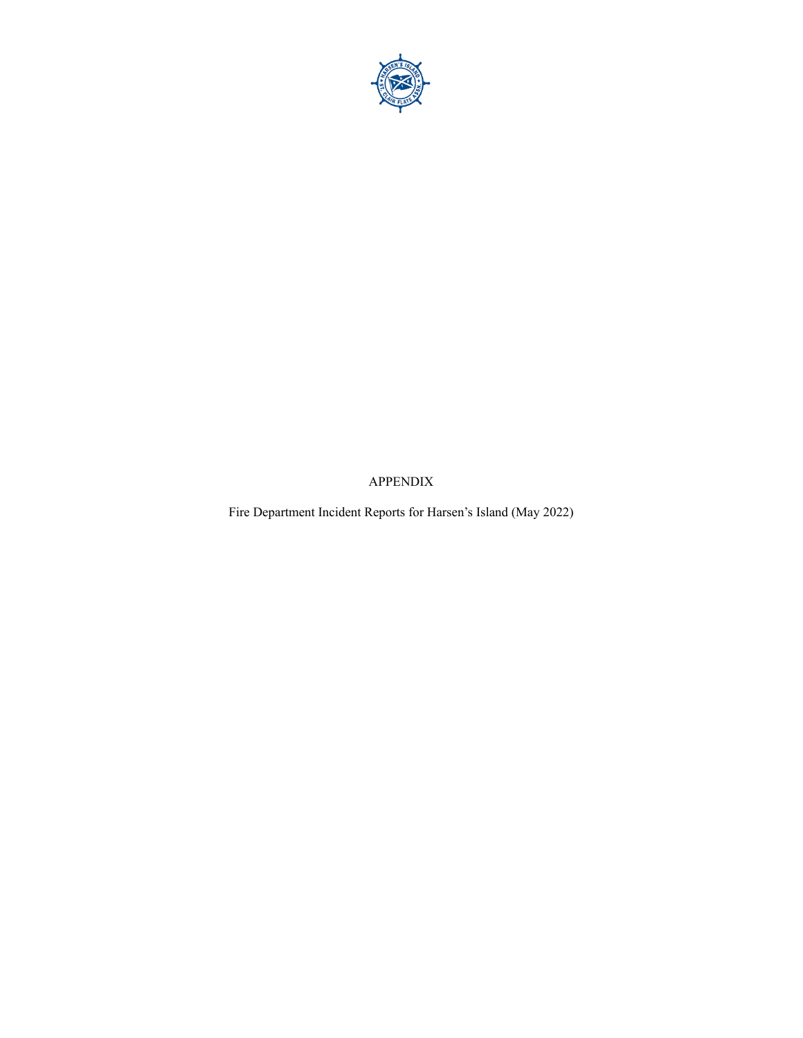APPENDIX

Fire Department Incident Reports for Harsen's Island (May 2022)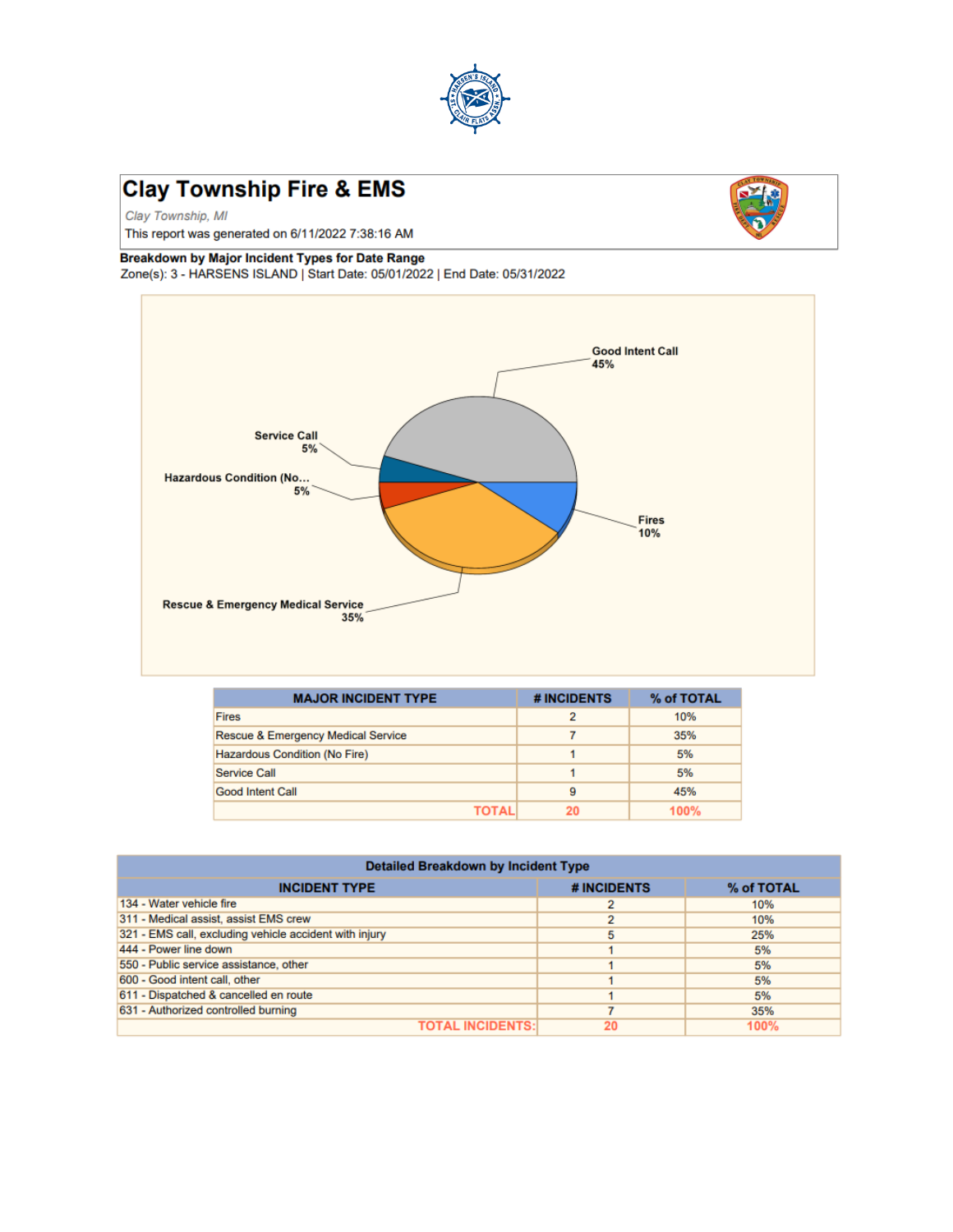# Clay Township Fire & EMS

*Clay Township, MI*

This report was generated on 6/11/2022 7:38:16 AM

**Breakdown by Major Incident Types for Date Range**

Zone(s): 3 - HARSENS ISLAND | Start Date: 05/01/2022 | End Date: 05/31/2022

Good Intent Call
45%

Service Call
5%

Hazardous Condition (No...
5%

Fires
10%

Rescue & Emergency Medical Service
35%

| MAJOR INCIDENT TYPE | # INCIDENTS | % of TOTAL |
|---|---|---|
| Fires | 2 | 10% |
| Rescue & Emergency Medical Service | 7 | 35% |
| Hazardous Condition (No Fire) | 1 | 5% |
| Service Call | 1 | 5% |
| Good Intent Call | 9 | 45% |
| TOTAL | 20 | 100% |

| Detailed Breakdown by Incident Type | | |
|---|---|---|
| INCIDENT TYPE | # INCIDENTS | % of TOTAL |
| 134 - Water vehicle fire | 2 | 10% |
| 311 - Medical assist, assist EMS crew | 2 | 10% |
| 321 - EMS call, excluding vehicle accident with injury | 5 | 25% |
| 444 - Power line down | 1 | 5% |
| 550 - Public service assistance, other | 1 | 5% |
| 600 - Good intent call, other | 1 | 5% |
| 611 - Dispatched & cancelled en route | 1 | 5% |
| 631 - Authorized controlled burning | 7 | 35% |
| TOTAL INCIDENTS: | 20 | 100% |